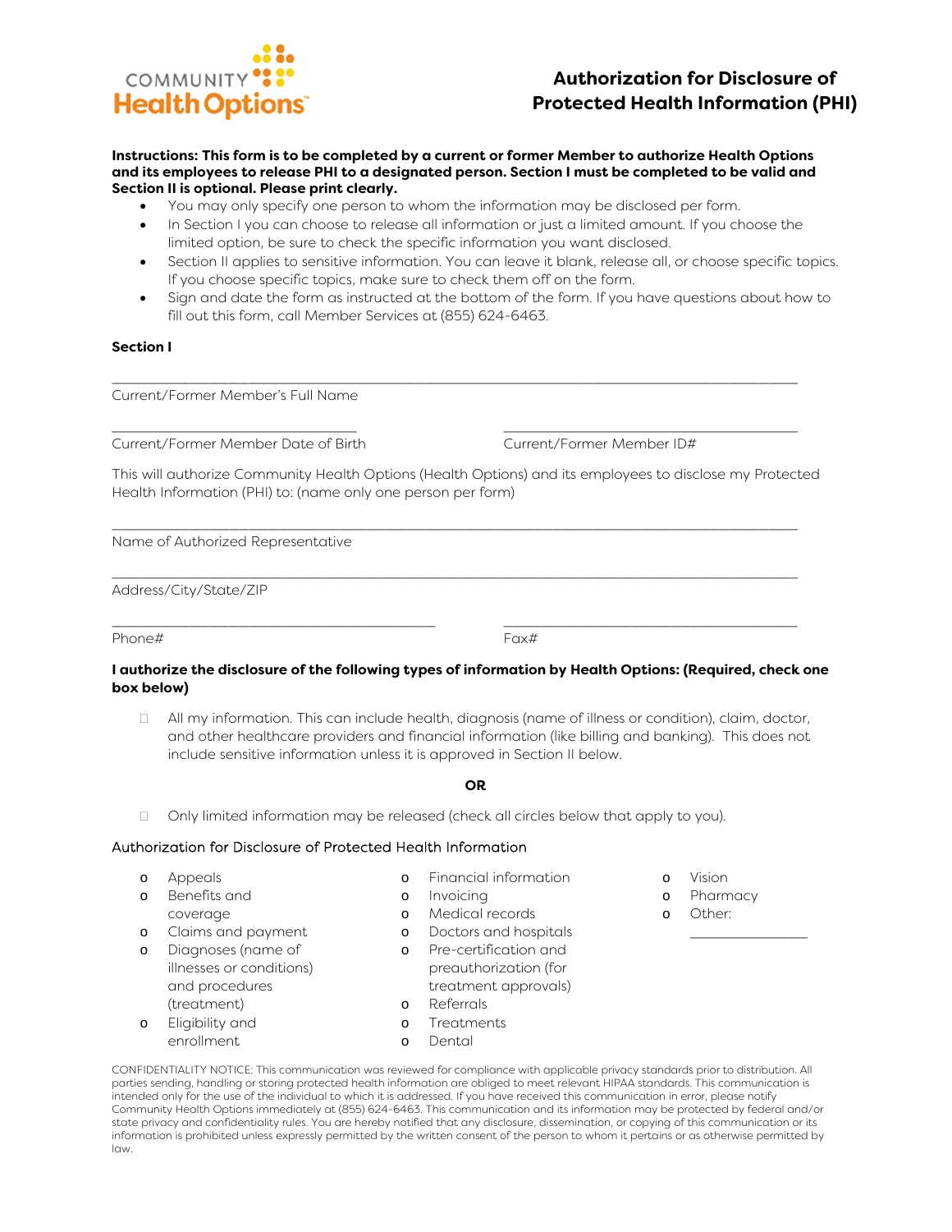COMMUNITY Health Options

# Authorization for Disclosure of Protected Health Information (PHI)

**Instructions: This form is to be completed by a current or former Member to authorize Health Options and its employees to release PHI to a designated person. Section I must be completed to be valid and Section II is optional. Please print clearly.**

- You may only specify one person to whom the information may be disclosed per form.
- In Section I you can choose to release all information or just a limited amount. If you choose the limited option, be sure to check the specific information you want disclosed.
- Section II applies to sensitive information. You can leave it blank, release all, or choose specific topics. If you choose specific topics, make sure to check them off on the form.
- Sign and date the form as instructed at the bottom of the form. If you have questions about how to fill out this form, call Member Services at (855) 624-6463.

**Section I**

______________________________________________________________________

Current/Former Member's Full Name

______________________________ ______________________________

Current/Former Member Date of Birth Current/Former Member ID#

This will authorize Community Health Options (Health Options) and its employees to disclose my Protected Health Information (PHI) to: (name only one person per form)

______________________________________________________________________

Name of Authorized Representative

______________________________________________________________________

Address/City/State/ZIP

______________________________ ______________________________

Phone# Fax#

**I authorize the disclosure of the following types of information by Health Options: (Required, check one box below)**

☐ All my information. This can include health, diagnosis (name of illness or condition), claim, doctor, and other healthcare providers and financial information (like billing and banking). This does not include sensitive information unless it is approved in Section II below.

**OR**

☐ Only limited information may be released (check all circles below that apply to you).

Authorization for Disclosure of Protected Health Information

- o Appeals
- o Benefits and coverage
- o Claims and payment
- o Diagnoses (name of illnesses or conditions) and procedures (treatment)
- o Eligibility and enrollment
- o Financial information
- o Invoicing
- o Medical records
- o Doctors and hospitals
- o Pre-certification and preauthorization (for treatment approvals)
- o Referrals
- o Treatments
- o Dental
- o Vision
- o Pharmacy
- o Other: ______________

CONFIDENTIALITY NOTICE: This communication was reviewed for compliance with applicable privacy standards prior to distribution. All parties sending, handling or storing protected health information are obliged to meet relevant HIPAA standards. This communication is intended only for the use of the individual to which it is addressed. If you have received this communication in error, please notify Community Health Options immediately at (855) 624-6463. This communication and its information may be protected by federal and/or state privacy and confidentiality rules. You are hereby notified that any disclosure, dissemination, or copying of this communication or its information is prohibited unless expressly permitted by the written consent of the person to whom it pertains or as otherwise permitted by law.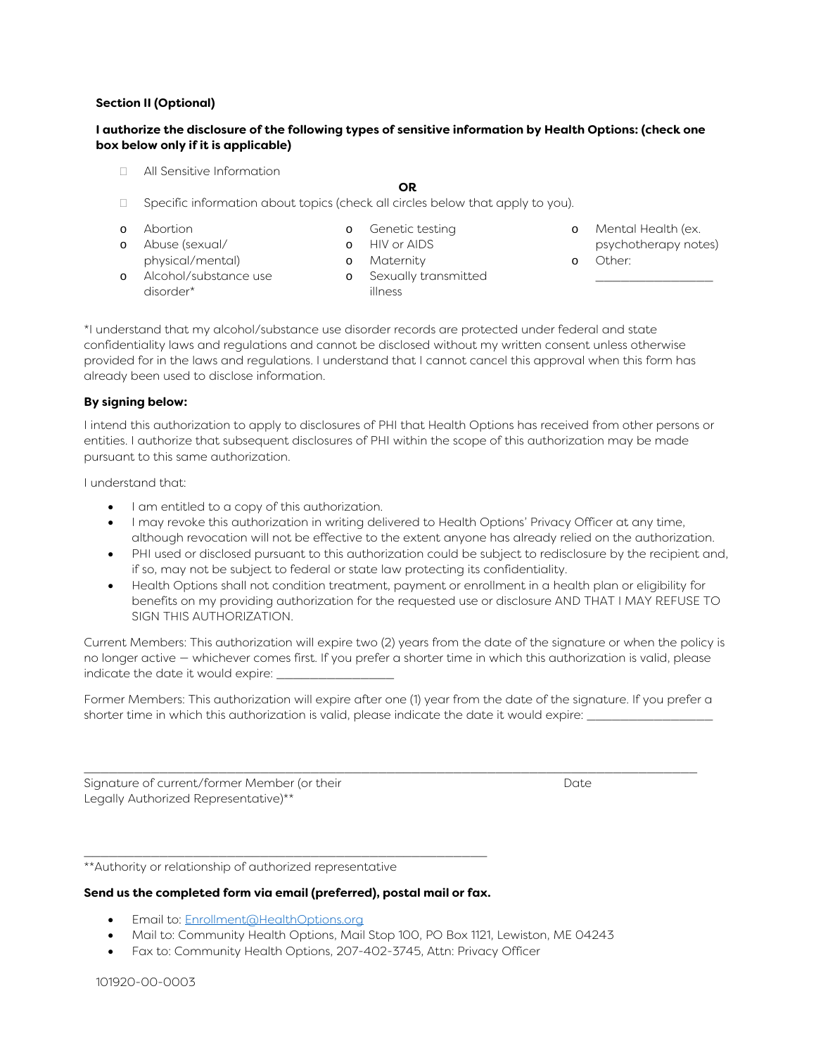**Section II (Optional)**

**I authorize the disclosure of the following types of sensitive information by Health Options: (check one box below only if it is applicable)**

☐ All Sensitive Information

**OR**

☐ Specific information about topics (check all circles below that apply to you).

- o Abortion
- o Abuse (sexual/ physical/mental)
- o Alcohol/substance use disorder*
- o Genetic testing
- o HIV or AIDS
- o Maternity
- o Sexually transmitted illness
- o Mental Health (ex. psychotherapy notes)
- o Other: ___________________

*I understand that my alcohol/substance use disorder records are protected under federal and state confidentiality laws and regulations and cannot be disclosed without my written consent unless otherwise provided for in the laws and regulations. I understand that I cannot cancel this approval when this form has already been used to disclose information.

**By signing below:**

I intend this authorization to apply to disclosures of PHI that Health Options has received from other persons or entities. I authorize that subsequent disclosures of PHI within the scope of this authorization may be made pursuant to this same authorization.

I understand that:

- I am entitled to a copy of this authorization.
- I may revoke this authorization in writing delivered to Health Options' Privacy Officer at any time, although revocation will not be effective to the extent anyone has already relied on the authorization.
- PHI used or disclosed pursuant to this authorization could be subject to redisclosure by the recipient and, if so, may not be subject to federal or state law protecting its confidentiality.
- Health Options shall not condition treatment, payment or enrollment in a health plan or eligibility for benefits on my providing authorization for the requested use or disclosure AND THAT I MAY REFUSE TO SIGN THIS AUTHORIZATION.

Current Members: This authorization will expire two (2) years from the date of the signature or when the policy is no longer active — whichever comes first. If you prefer a shorter time in which this authorization is valid, please indicate the date it would expire: ___________________

Former Members: This authorization will expire after one (1) year from the date of the signature. If you prefer a shorter time in which this authorization is valid, please indicate the date it would expire: ____________________

_______________________________________________________________________________________

Signature of current/former Member (or their Legally Authorized Representative)** Date

_____________________________________________________________

**Authority or relationship of authorized representative

**Send us the completed form via email (preferred), postal mail or fax.**

- Email to: Enrollment@HealthOptions.org
- Mail to: Community Health Options, Mail Stop 100, PO Box 1121, Lewiston, ME 04243
- Fax to: Community Health Options, 207-402-3745, Attn: Privacy Officer

101920-00-0003